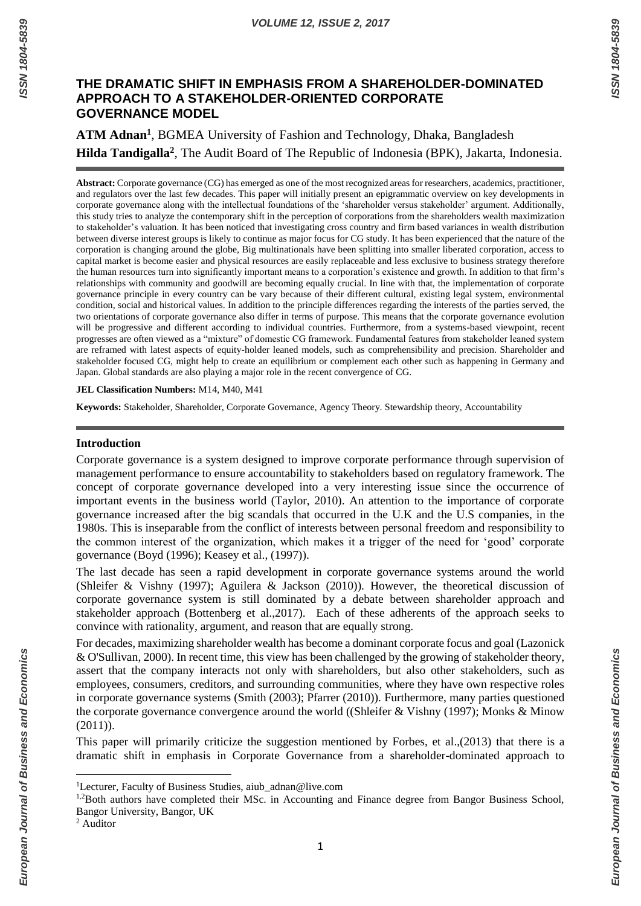# THE DRAMATIC SHIFT IN EMPHASIS FROM A SHAREHOLDER-DOMINATED APPROACH TO A STAKEHOLDER-ORIENTED CORPORATE GOVERNANCE MODEL

**ATM Adnan**[1], BGMEA University of Fashion and Technology, Dhaka, Bangladesh

**Hilda Tandigalla**[2], The Audit Board of The Republic of Indonesia (BPK), Jakarta, Indonesia.

**Abstract:** Corporate governance (CG) has emerged as one of the most recognized areas for researchers, academics, practitioner, and regulators over the last few decades. This paper will initially present an epigrammatic overview on key developments in corporate governance along with the intellectual foundations of the 'shareholder versus stakeholder' argument. Additionally, this study tries to analyze the contemporary shift in the perception of corporations from the shareholders wealth maximization to stakeholder's valuation. It has been noticed that investigating cross country and firm based variances in wealth distribution between diverse interest groups is likely to continue as major focus for CG study. It has been experienced that the nature of the corporation is changing around the globe, Big multinationals have been splitting into smaller liberated corporation, access to capital market is become easier and physical resources are easily replaceable and less exclusive to business strategy therefore the human resources turn into significantly important means to a corporation's existence and growth. In addition to that firm's relationships with community and goodwill are becoming equally crucial. In line with that, the implementation of corporate governance principle in every country can be vary because of their different cultural, existing legal system, environmental condition, social and historical values. In addition to the principle differences regarding the interests of the parties served, the two orientations of corporate governance also differ in terms of purpose. This means that the corporate governance evolution will be progressive and different according to individual countries. Furthermore, from a systems-based viewpoint, recent progresses are often viewed as a "mixture" of domestic CG framework. Fundamental features from stakeholder leaned system are reframed with latest aspects of equity-holder leaned models, such as comprehensibility and precision. Shareholder and stakeholder focused CG, might help to create an equilibrium or complement each other such as happening in Germany and Japan. Global standards are also playing a major role in the recent convergence of CG.

**JEL Classification Numbers:** M14, M40, M41

**Keywords:** Stakeholder, Shareholder, Corporate Governance, Agency Theory. Stewardship theory, Accountability

## Introduction

Corporate governance is a system designed to improve corporate performance through supervision of management performance to ensure accountability to stakeholders based on regulatory framework. The concept of corporate governance developed into a very interesting issue since the occurrence of important events in the business world (Taylor, 2010). An attention to the importance of corporate governance increased after the big scandals that occurred in the U.K and the U.S companies, in the 1980s. This is inseparable from the conflict of interests between personal freedom and responsibility to the common interest of the organization, which makes it a trigger of the need for 'good' corporate governance (Boyd (1996); Keasey et al., (1997)).

The last decade has seen a rapid development in corporate governance systems around the world (Shleifer & Vishny (1997); Aguilera & Jackson (2010)). However, the theoretical discussion of corporate governance system is still dominated by a debate between shareholder approach and stakeholder approach (Bottenberg et al.,2017). Each of these adherents of the approach seeks to convince with rationality, argument, and reason that are equally strong.

For decades, maximizing shareholder wealth has become a dominant corporate focus and goal (Lazonick & O'Sullivan, 2000). In recent time, this view has been challenged by the growing of stakeholder theory, assert that the company interacts not only with shareholders, but also other stakeholders, such as employees, consumers, creditors, and surrounding communities, where they have own respective roles in corporate governance systems (Smith (2003); Pfarrer (2010)). Furthermore, many parties questioned the corporate governance convergence around the world ((Shleifer & Vishny (1997); Monks & Minow (2011)).

This paper will primarily criticize the suggestion mentioned by Forbes, et al.,(2013) that there is a dramatic shift in emphasis in Corporate Governance from a shareholder-dominated approach to

---

[1] Lecturer, Faculty of Business Studies, aiub_adnan@live.com

[1,2] Both authors have completed their MSc. in Accounting and Finance degree from Bangor Business School, Bangor University, Bangor, UK

[2] Auditor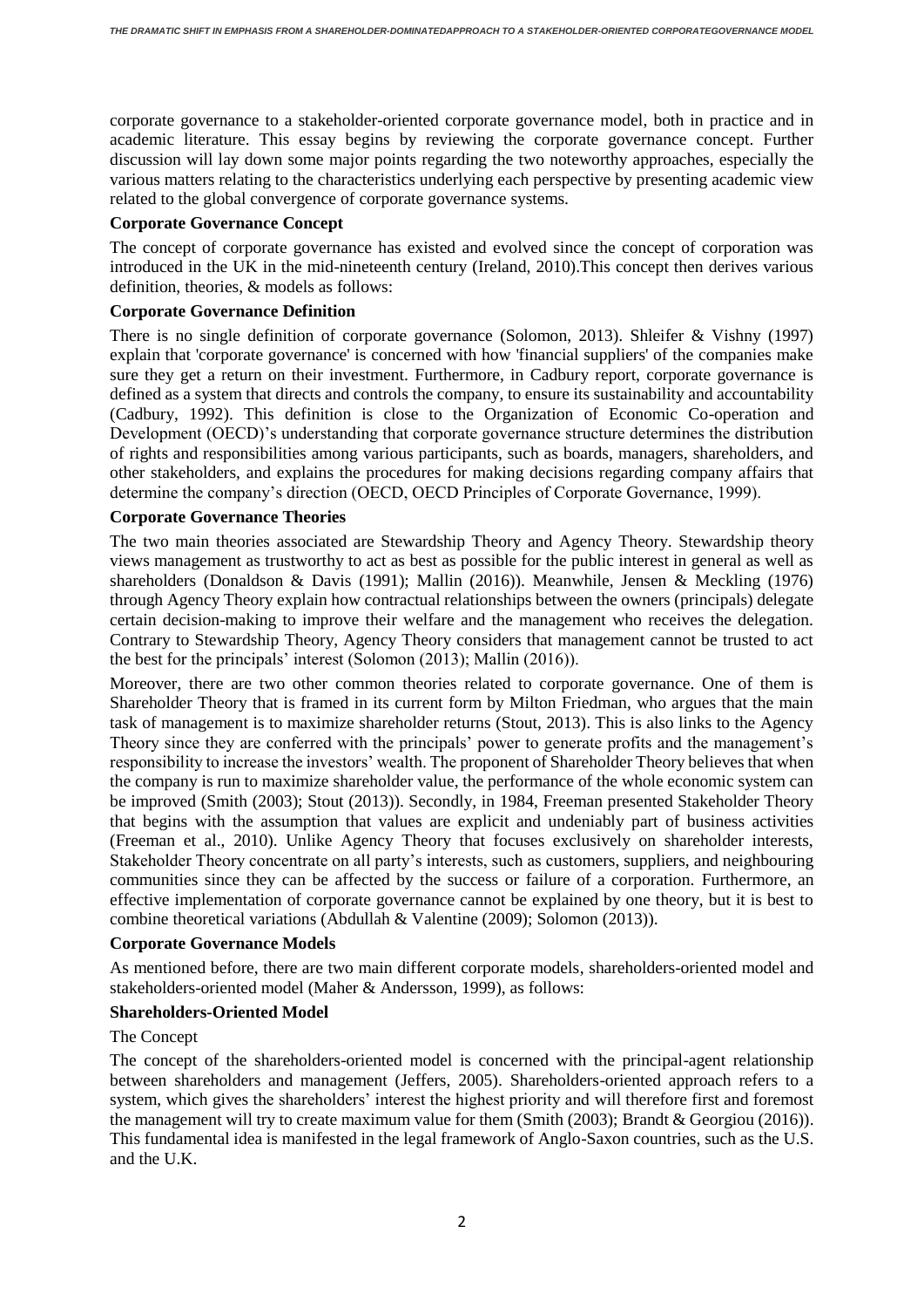corporate governance to a stakeholder-oriented corporate governance model, both in practice and in academic literature. This essay begins by reviewing the corporate governance concept. Further discussion will lay down some major points regarding the two noteworthy approaches, especially the various matters relating to the characteristics underlying each perspective by presenting academic view related to the global convergence of corporate governance systems.

**Corporate Governance Concept**

The concept of corporate governance has existed and evolved since the concept of corporation was introduced in the UK in the mid-nineteenth century (Ireland, 2010).This concept then derives various definition, theories, & models as follows:

**Corporate Governance Definition**

There is no single definition of corporate governance (Solomon, 2013). Shleifer & Vishny (1997) explain that 'corporate governance' is concerned with how 'financial suppliers' of the companies make sure they get a return on their investment. Furthermore, in Cadbury report, corporate governance is defined as a system that directs and controls the company, to ensure its sustainability and accountability (Cadbury, 1992). This definition is close to the Organization of Economic Co-operation and Development (OECD)'s understanding that corporate governance structure determines the distribution of rights and responsibilities among various participants, such as boards, managers, shareholders, and other stakeholders, and explains the procedures for making decisions regarding company affairs that determine the company's direction (OECD, OECD Principles of Corporate Governance, 1999).

**Corporate Governance Theories**

The two main theories associated are Stewardship Theory and Agency Theory. Stewardship theory views management as trustworthy to act as best as possible for the public interest in general as well as shareholders (Donaldson & Davis (1991); Mallin (2016)). Meanwhile, Jensen & Meckling (1976) through Agency Theory explain how contractual relationships between the owners (principals) delegate certain decision-making to improve their welfare and the management who receives the delegation. Contrary to Stewardship Theory, Agency Theory considers that management cannot be trusted to act the best for the principals' interest (Solomon (2013); Mallin (2016)).

Moreover, there are two other common theories related to corporate governance. One of them is Shareholder Theory that is framed in its current form by Milton Friedman, who argues that the main task of management is to maximize shareholder returns (Stout, 2013). This is also links to the Agency Theory since they are conferred with the principals' power to generate profits and the management's responsibility to increase the investors' wealth. The proponent of Shareholder Theory believes that when the company is run to maximize shareholder value, the performance of the whole economic system can be improved (Smith (2003); Stout (2013)). Secondly, in 1984, Freeman presented Stakeholder Theory that begins with the assumption that values are explicit and undeniably part of business activities (Freeman et al., 2010). Unlike Agency Theory that focuses exclusively on shareholder interests, Stakeholder Theory concentrate on all party's interests, such as customers, suppliers, and neighbouring communities since they can be affected by the success or failure of a corporation. Furthermore, an effective implementation of corporate governance cannot be explained by one theory, but it is best to combine theoretical variations (Abdullah & Valentine (2009); Solomon (2013)).

**Corporate Governance Models**

As mentioned before, there are two main different corporate models, shareholders-oriented model and stakeholders-oriented model (Maher & Andersson, 1999), as follows:

**Shareholders-Oriented Model**

The Concept

The concept of the shareholders-oriented model is concerned with the principal-agent relationship between shareholders and management (Jeffers, 2005). Shareholders-oriented approach refers to a system, which gives the shareholders' interest the highest priority and will therefore first and foremost the management will try to create maximum value for them (Smith (2003); Brandt & Georgiou (2016)). This fundamental idea is manifested in the legal framework of Anglo-Saxon countries, such as the U.S. and the U.K.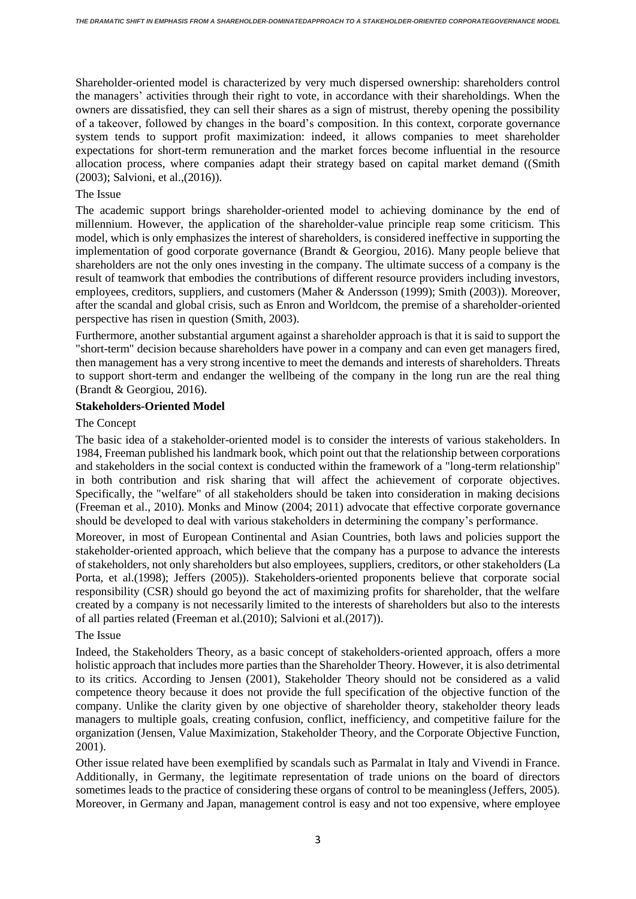Shareholder-oriented model is characterized by very much dispersed ownership: shareholders control the managers' activities through their right to vote, in accordance with their shareholdings. When the owners are dissatisfied, they can sell their shares as a sign of mistrust, thereby opening the possibility of a takeover, followed by changes in the board's composition. In this context, corporate governance system tends to support profit maximization: indeed, it allows companies to meet shareholder expectations for short-term remuneration and the market forces become influential in the resource allocation process, where companies adapt their strategy based on capital market demand ((Smith (2003); Salvioni, et al.,(2016)).

The Issue

The academic support brings shareholder-oriented model to achieving dominance by the end of millennium. However, the application of the shareholder-value principle reap some criticism. This model, which is only emphasizes the interest of shareholders, is considered ineffective in supporting the implementation of good corporate governance (Brandt & Georgiou, 2016). Many people believe that shareholders are not the only ones investing in the company. The ultimate success of a company is the result of teamwork that embodies the contributions of different resource providers including investors, employees, creditors, suppliers, and customers (Maher & Andersson (1999); Smith (2003)). Moreover, after the scandal and global crisis, such as Enron and Worldcom, the premise of a shareholder-oriented perspective has risen in question (Smith, 2003).

Furthermore, another substantial argument against a shareholder approach is that it is said to support the "short-term" decision because shareholders have power in a company and can even get managers fired, then management has a very strong incentive to meet the demands and interests of shareholders. Threats to support short-term and endanger the wellbeing of the company in the long run are the real thing (Brandt & Georgiou, 2016).

**Stakeholders-Oriented Model**

The Concept

The basic idea of a stakeholder-oriented model is to consider the interests of various stakeholders. In 1984, Freeman published his landmark book, which point out that the relationship between corporations and stakeholders in the social context is conducted within the framework of a "long-term relationship" in both contribution and risk sharing that will affect the achievement of corporate objectives. Specifically, the "welfare" of all stakeholders should be taken into consideration in making decisions (Freeman et al., 2010). Monks and Minow (2004; 2011) advocate that effective corporate governance should be developed to deal with various stakeholders in determining the company's performance.

Moreover, in most of European Continental and Asian Countries, both laws and policies support the stakeholder-oriented approach, which believe that the company has a purpose to advance the interests of stakeholders, not only shareholders but also employees, suppliers, creditors, or other stakeholders (La Porta, et al.(1998); Jeffers (2005)). Stakeholders-oriented proponents believe that corporate social responsibility (CSR) should go beyond the act of maximizing profits for shareholder, that the welfare created by a company is not necessarily limited to the interests of shareholders but also to the interests of all parties related (Freeman et al.(2010); Salvioni et al.(2017)).

The Issue

Indeed, the Stakeholders Theory, as a basic concept of stakeholders-oriented approach, offers a more holistic approach that includes more parties than the Shareholder Theory. However, it is also detrimental to its critics. According to Jensen (2001), Stakeholder Theory should not be considered as a valid competence theory because it does not provide the full specification of the objective function of the company. Unlike the clarity given by one objective of shareholder theory, stakeholder theory leads managers to multiple goals, creating confusion, conflict, inefficiency, and competitive failure for the organization (Jensen, Value Maximization, Stakeholder Theory, and the Corporate Objective Function, 2001).

Other issue related have been exemplified by scandals such as Parmalat in Italy and Vivendi in France. Additionally, in Germany, the legitimate representation of trade unions on the board of directors sometimes leads to the practice of considering these organs of control to be meaningless (Jeffers, 2005). Moreover, in Germany and Japan, management control is easy and not too expensive, where employee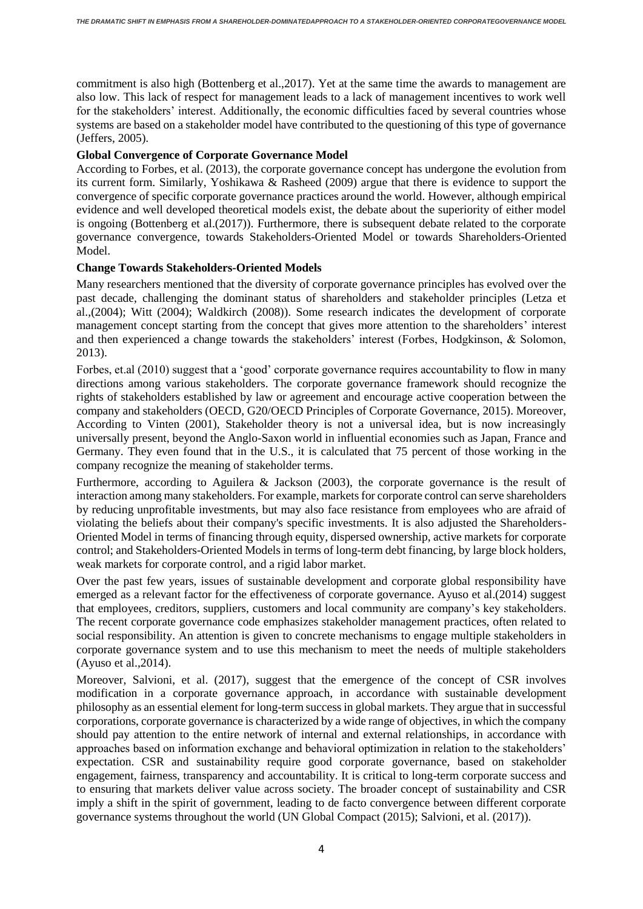commitment is also high (Bottenberg et al.,2017). Yet at the same time the awards to management are also low. This lack of respect for management leads to a lack of management incentives to work well for the stakeholders' interest. Additionally, the economic difficulties faced by several countries whose systems are based on a stakeholder model have contributed to the questioning of this type of governance (Jeffers, 2005).

### Global Convergence of Corporate Governance Model

According to Forbes, et al. (2013), the corporate governance concept has undergone the evolution from its current form. Similarly, Yoshikawa & Rasheed (2009) argue that there is evidence to support the convergence of specific corporate governance practices around the world. However, although empirical evidence and well developed theoretical models exist, the debate about the superiority of either model is ongoing (Bottenberg et al.(2017)). Furthermore, there is subsequent debate related to the corporate governance convergence, towards Stakeholders-Oriented Model or towards Shareholders-Oriented Model.

### Change Towards Stakeholders-Oriented Models

Many researchers mentioned that the diversity of corporate governance principles has evolved over the past decade, challenging the dominant status of shareholders and stakeholder principles (Letza et al.,(2004); Witt (2004); Waldkirch (2008)). Some research indicates the development of corporate management concept starting from the concept that gives more attention to the shareholders' interest and then experienced a change towards the stakeholders' interest (Forbes, Hodgkinson, & Solomon, 2013).

Forbes, et.al (2010) suggest that a 'good' corporate governance requires accountability to flow in many directions among various stakeholders. The corporate governance framework should recognize the rights of stakeholders established by law or agreement and encourage active cooperation between the company and stakeholders (OECD, G20/OECD Principles of Corporate Governance, 2015). Moreover, According to Vinten (2001), Stakeholder theory is not a universal idea, but is now increasingly universally present, beyond the Anglo-Saxon world in influential economies such as Japan, France and Germany. They even found that in the U.S., it is calculated that 75 percent of those working in the company recognize the meaning of stakeholder terms.

Furthermore, according to Aguilera & Jackson (2003), the corporate governance is the result of interaction among many stakeholders. For example, markets for corporate control can serve shareholders by reducing unprofitable investments, but may also face resistance from employees who are afraid of violating the beliefs about their company's specific investments. It is also adjusted the Shareholders-Oriented Model in terms of financing through equity, dispersed ownership, active markets for corporate control; and Stakeholders-Oriented Models in terms of long-term debt financing, by large block holders, weak markets for corporate control, and a rigid labor market.

Over the past few years, issues of sustainable development and corporate global responsibility have emerged as a relevant factor for the effectiveness of corporate governance. Ayuso et al.(2014) suggest that employees, creditors, suppliers, customers and local community are company's key stakeholders. The recent corporate governance code emphasizes stakeholder management practices, often related to social responsibility. An attention is given to concrete mechanisms to engage multiple stakeholders in corporate governance system and to use this mechanism to meet the needs of multiple stakeholders (Ayuso et al.,2014).

Moreover, Salvioni, et al. (2017), suggest that the emergence of the concept of CSR involves modification in a corporate governance approach, in accordance with sustainable development philosophy as an essential element for long-term success in global markets. They argue that in successful corporations, corporate governance is characterized by a wide range of objectives, in which the company should pay attention to the entire network of internal and external relationships, in accordance with approaches based on information exchange and behavioral optimization in relation to the stakeholders' expectation. CSR and sustainability require good corporate governance, based on stakeholder engagement, fairness, transparency and accountability. It is critical to long-term corporate success and to ensuring that markets deliver value across society. The broader concept of sustainability and CSR imply a shift in the spirit of government, leading to de facto convergence between different corporate governance systems throughout the world (UN Global Compact (2015); Salvioni, et al. (2017)).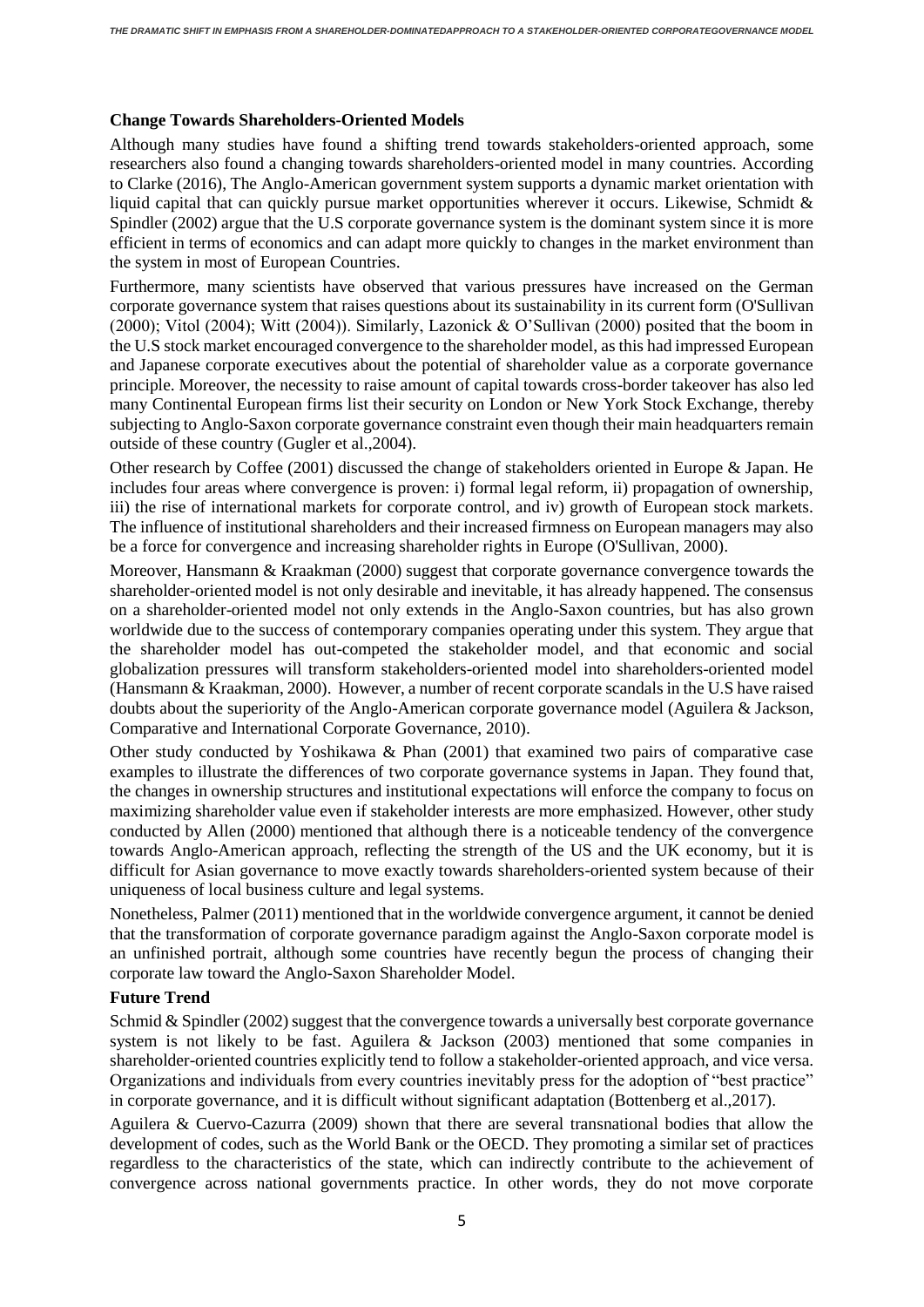**Change Towards Shareholders-Oriented Models**

Although many studies have found a shifting trend towards stakeholders-oriented approach, some researchers also found a changing towards shareholders-oriented model in many countries. According to Clarke (2016), The Anglo-American government system supports a dynamic market orientation with liquid capital that can quickly pursue market opportunities wherever it occurs. Likewise, Schmidt & Spindler (2002) argue that the U.S corporate governance system is the dominant system since it is more efficient in terms of economics and can adapt more quickly to changes in the market environment than the system in most of European Countries.

Furthermore, many scientists have observed that various pressures have increased on the German corporate governance system that raises questions about its sustainability in its current form (O'Sullivan (2000); Vitol (2004); Witt (2004)). Similarly, Lazonick & O'Sullivan (2000) posited that the boom in the U.S stock market encouraged convergence to the shareholder model, as this had impressed European and Japanese corporate executives about the potential of shareholder value as a corporate governance principle. Moreover, the necessity to raise amount of capital towards cross-border takeover has also led many Continental European firms list their security on London or New York Stock Exchange, thereby subjecting to Anglo-Saxon corporate governance constraint even though their main headquarters remain outside of these country (Gugler et al.,2004).

Other research by Coffee (2001) discussed the change of stakeholders oriented in Europe & Japan. He includes four areas where convergence is proven: i) formal legal reform, ii) propagation of ownership, iii) the rise of international markets for corporate control, and iv) growth of European stock markets. The influence of institutional shareholders and their increased firmness on European managers may also be a force for convergence and increasing shareholder rights in Europe (O'Sullivan, 2000).

Moreover, Hansmann & Kraakman (2000) suggest that corporate governance convergence towards the shareholder-oriented model is not only desirable and inevitable, it has already happened. The consensus on a shareholder-oriented model not only extends in the Anglo-Saxon countries, but has also grown worldwide due to the success of contemporary companies operating under this system. They argue that the shareholder model has out-competed the stakeholder model, and that economic and social globalization pressures will transform stakeholders-oriented model into shareholders-oriented model (Hansmann & Kraakman, 2000). However, a number of recent corporate scandals in the U.S have raised doubts about the superiority of the Anglo-American corporate governance model (Aguilera & Jackson, Comparative and International Corporate Governance, 2010).

Other study conducted by Yoshikawa & Phan (2001) that examined two pairs of comparative case examples to illustrate the differences of two corporate governance systems in Japan. They found that, the changes in ownership structures and institutional expectations will enforce the company to focus on maximizing shareholder value even if stakeholder interests are more emphasized. However, other study conducted by Allen (2000) mentioned that although there is a noticeable tendency of the convergence towards Anglo-American approach, reflecting the strength of the US and the UK economy, but it is difficult for Asian governance to move exactly towards shareholders-oriented system because of their uniqueness of local business culture and legal systems.

Nonetheless, Palmer (2011) mentioned that in the worldwide convergence argument, it cannot be denied that the transformation of corporate governance paradigm against the Anglo-Saxon corporate model is an unfinished portrait, although some countries have recently begun the process of changing their corporate law toward the Anglo-Saxon Shareholder Model.

**Future Trend**

Schmid & Spindler (2002) suggest that the convergence towards a universally best corporate governance system is not likely to be fast. Aguilera & Jackson (2003) mentioned that some companies in shareholder-oriented countries explicitly tend to follow a stakeholder-oriented approach, and vice versa. Organizations and individuals from every countries inevitably press for the adoption of "best practice" in corporate governance, and it is difficult without significant adaptation (Bottenberg et al.,2017).

Aguilera & Cuervo-Cazurra (2009) shown that there are several transnational bodies that allow the development of codes, such as the World Bank or the OECD. They promoting a similar set of practices regardless to the characteristics of the state, which can indirectly contribute to the achievement of convergence across national governments practice. In other words, they do not move corporate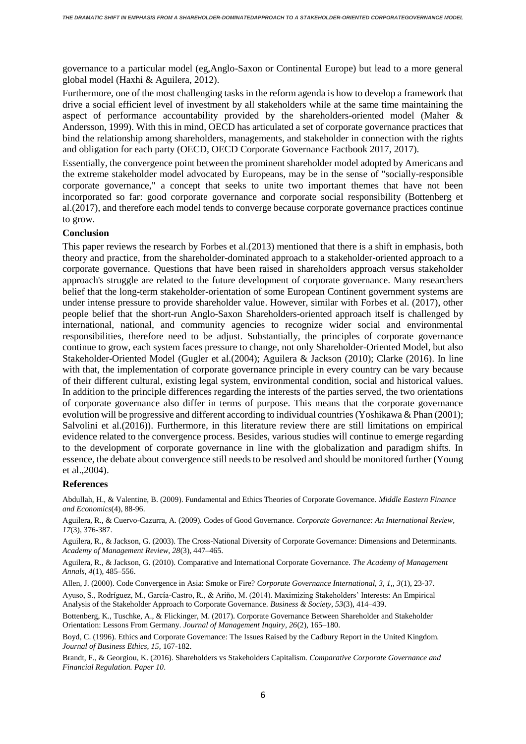governance to a particular model (eg,Anglo-Saxon or Continental Europe) but lead to a more general global model (Haxhi & Aguilera, 2012).

Furthermore, one of the most challenging tasks in the reform agenda is how to develop a framework that drive a social efficient level of investment by all stakeholders while at the same time maintaining the aspect of performance accountability provided by the shareholders-oriented model (Maher & Andersson, 1999). With this in mind, OECD has articulated a set of corporate governance practices that bind the relationship among shareholders, managements, and stakeholder in connection with the rights and obligation for each party (OECD, OECD Corporate Governance Factbook 2017, 2017).

Essentially, the convergence point between the prominent shareholder model adopted by Americans and the extreme stakeholder model advocated by Europeans, may be in the sense of "socially-responsible corporate governance," a concept that seeks to unite two important themes that have not been incorporated so far: good corporate governance and corporate social responsibility (Bottenberg et al.(2017), and therefore each model tends to converge because corporate governance practices continue to grow.

**Conclusion**

This paper reviews the research by Forbes et al.(2013) mentioned that there is a shift in emphasis, both theory and practice, from the shareholder-dominated approach to a stakeholder-oriented approach to a corporate governance. Questions that have been raised in shareholders approach versus stakeholder approach's struggle are related to the future development of corporate governance. Many researchers belief that the long-term stakeholder-orientation of some European Continent government systems are under intense pressure to provide shareholder value. However, similar with Forbes et al. (2017), other people belief that the short-run Anglo-Saxon Shareholders-oriented approach itself is challenged by international, national, and community agencies to recognize wider social and environmental responsibilities, therefore need to be adjust. Substantially, the principles of corporate governance continue to grow, each system faces pressure to change, not only Shareholder-Oriented Model, but also Stakeholder-Oriented Model (Gugler et al.(2004); Aguilera & Jackson (2010); Clarke (2016). In line with that, the implementation of corporate governance principle in every country can be vary because of their different cultural, existing legal system, environmental condition, social and historical values. In addition to the principle differences regarding the interests of the parties served, the two orientations of corporate governance also differ in terms of purpose. This means that the corporate governance evolution will be progressive and different according to individual countries (Yoshikawa & Phan (2001); Salvolini et al.(2016)). Furthermore, in this literature review there are still limitations on empirical evidence related to the convergence process. Besides, various studies will continue to emerge regarding to the development of corporate governance in line with the globalization and paradigm shifts. In essence, the debate about convergence still needs to be resolved and should be monitored further (Young et al.,2004).

**References**

Abdullah, H., & Valentine, B. (2009). Fundamental and Ethics Theories of Corporate Governance. *Middle Eastern Finance and Economics*(4), 88-96.

Aguilera, R., & Cuervo-Cazurra, A. (2009). Codes of Good Governance. *Corporate Governance: An International Review, 17*(3), 376-387.

Aguilera, R., & Jackson, G. (2003). The Cross-National Diversity of Corporate Governance: Dimensions and Determinants. *Academy of Management Review, 28*(3), 447–465.

Aguilera, R., & Jackson, G. (2010). Comparative and International Corporate Governance. *The Academy of Management Annals, 4*(1), 485–556.

Allen, J. (2000). Code Convergence in Asia: Smoke or Fire? *Corporate Governance International, 3, 1,, 3*(1), 23-37.

Ayuso, S., Rodríguez, M., García-Castro, R., & Ariño, M. (2014). Maximizing Stakeholders' Interests: An Empirical Analysis of the Stakeholder Approach to Corporate Governance. *Business & Society, 53*(3), 414–439.

Bottenberg, K., Tuschke, A., & Flickinger, M. (2017). Corporate Governance Between Shareholder and Stakeholder Orientation: Lessons From Germany. *Journal of Management Inquiry, 26*(2), 165–180.

Boyd, C. (1996). Ethics and Corporate Governance: The Issues Raised by the Cadbury Report in the United Kingdom. *Journal of Business Ethics, 15*, 167-182.

Brandt, F., & Georgiou, K. (2016). Shareholders vs Stakeholders Capitalism. *Comparative Corporate Governance and Financial Regulation. Paper 10*.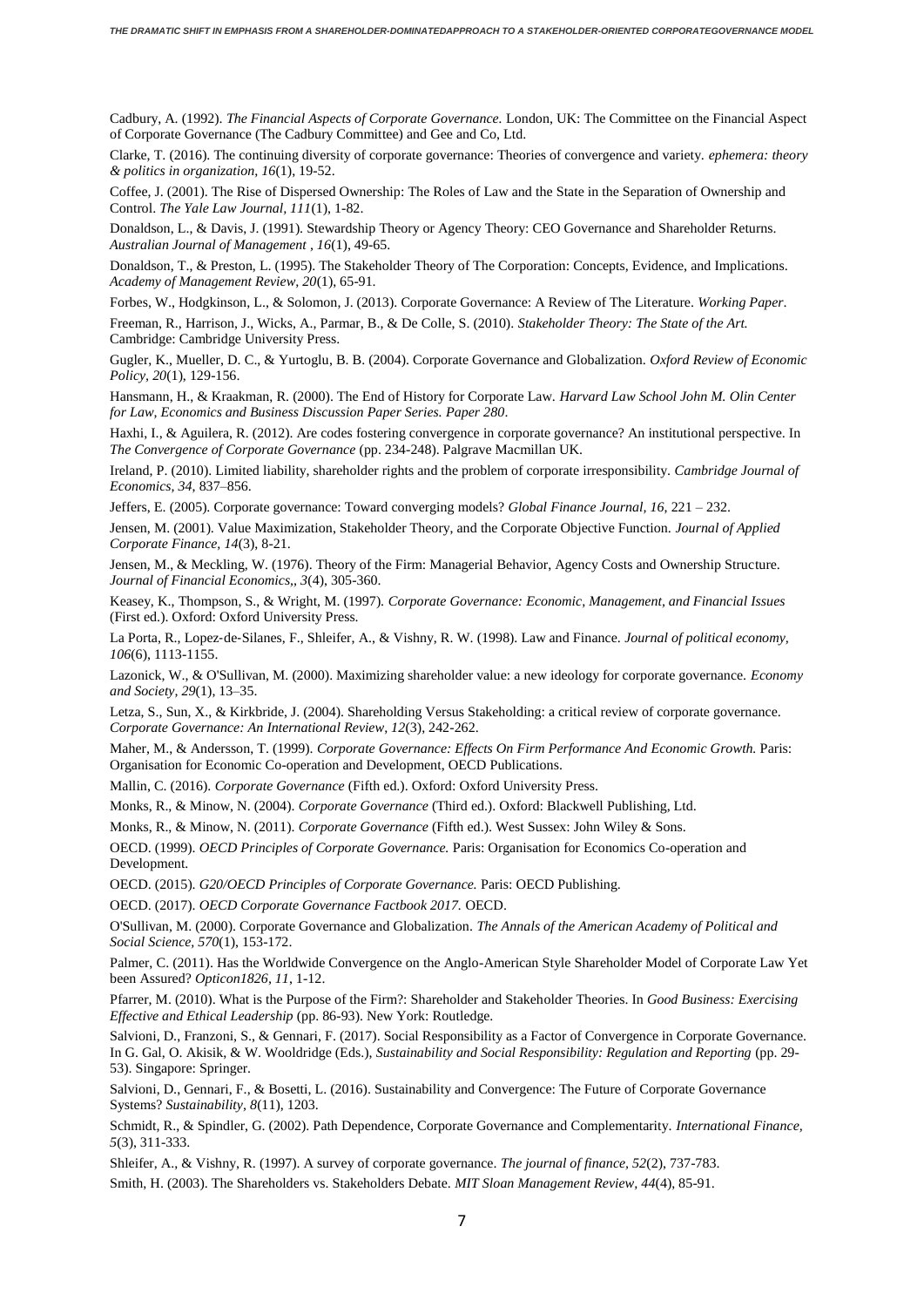Cadbury, A. (1992). *The Financial Aspects of Corporate Governance.* London, UK: The Committee on the Financial Aspect of Corporate Governance (The Cadbury Committee) and Gee and Co, Ltd.

Clarke, T. (2016). The continuing diversity of corporate governance: Theories of convergence and variety. *ephemera: theory & politics in organization, 16*(1), 19-52.

Coffee, J. (2001). The Rise of Dispersed Ownership: The Roles of Law and the State in the Separation of Ownership and Control. *The Yale Law Journal, 111*(1), 1-82.

Donaldson, L., & Davis, J. (1991). Stewardship Theory or Agency Theory: CEO Governance and Shareholder Returns. *Australian Journal of Management , 16*(1), 49-65.

Donaldson, T., & Preston, L. (1995). The Stakeholder Theory of The Corporation: Concepts, Evidence, and Implications. *Academy of Management Review, 20*(1), 65-91.

Forbes, W., Hodgkinson, L., & Solomon, J. (2013). Corporate Governance: A Review of The Literature. *Working Paper*.

Freeman, R., Harrison, J., Wicks, A., Parmar, B., & De Colle, S. (2010). *Stakeholder Theory: The State of the Art.* Cambridge: Cambridge University Press.

Gugler, K., Mueller, D. C., & Yurtoglu, B. B. (2004). Corporate Governance and Globalization. *Oxford Review of Economic Policy, 20*(1), 129-156.

Hansmann, H., & Kraakman, R. (2000). The End of History for Corporate Law. *Harvard Law School John M. Olin Center for Law, Economics and Business Discussion Paper Series. Paper 280*.

Haxhi, I., & Aguilera, R. (2012). Are codes fostering convergence in corporate governance? An institutional perspective. In *The Convergence of Corporate Governance* (pp. 234-248). Palgrave Macmillan UK.

Ireland, P. (2010). Limited liability, shareholder rights and the problem of corporate irresponsibility. *Cambridge Journal of Economics, 34*, 837–856.

Jeffers, E. (2005). Corporate governance: Toward converging models? *Global Finance Journal, 16*, 221 – 232.

Jensen, M. (2001). Value Maximization, Stakeholder Theory, and the Corporate Objective Function. *Journal of Applied Corporate Finance, 14*(3), 8-21.

Jensen, M., & Meckling, W. (1976). Theory of the Firm: Managerial Behavior, Agency Costs and Ownership Structure. *Journal of Financial Economics,, 3*(4), 305-360.

Keasey, K., Thompson, S., & Wright, M. (1997). *Corporate Governance: Economic, Management, and Financial Issues* (First ed.). Oxford: Oxford University Press.

La Porta, R., Lopez-de-Silanes, F., Shleifer, A., & Vishny, R. W. (1998). Law and Finance. *Journal of political economy, 106*(6), 1113-1155.

Lazonick, W., & O'Sullivan, M. (2000). Maximizing shareholder value: a new ideology for corporate governance. *Economy and Society, 29*(1), 13–35.

Letza, S., Sun, X., & Kirkbride, J. (2004). Shareholding Versus Stakeholding: a critical review of corporate governance. *Corporate Governance: An International Review, 12*(3), 242-262.

Maher, M., & Andersson, T. (1999). *Corporate Governance: Effects On Firm Performance And Economic Growth.* Paris: Organisation for Economic Co-operation and Development, OECD Publications.

Mallin, C. (2016). *Corporate Governance* (Fifth ed.). Oxford: Oxford University Press.

Monks, R., & Minow, N. (2004). *Corporate Governance* (Third ed.). Oxford: Blackwell Publishing, Ltd.

Monks, R., & Minow, N. (2011). *Corporate Governance* (Fifth ed.). West Sussex: John Wiley & Sons.

OECD. (1999). *OECD Principles of Corporate Governance.* Paris: Organisation for Economics Co-operation and Development.

OECD. (2015). *G20/OECD Principles of Corporate Governance.* Paris: OECD Publishing.

OECD. (2017). *OECD Corporate Governance Factbook 2017.* OECD.

O'Sullivan, M. (2000). Corporate Governance and Globalization. *The Annals of the American Academy of Political and Social Science, 570*(1), 153-172.

Palmer, C. (2011). Has the Worldwide Convergence on the Anglo-American Style Shareholder Model of Corporate Law Yet been Assured? *Opticon1826, 11*, 1-12.

Pfarrer, M. (2010). What is the Purpose of the Firm?: Shareholder and Stakeholder Theories. In *Good Business: Exercising Effective and Ethical Leadership* (pp. 86-93). New York: Routledge.

Salvioni, D., Franzoni, S., & Gennari, F. (2017). Social Responsibility as a Factor of Convergence in Corporate Governance. In G. Gal, O. Akisik, & W. Wooldridge (Eds.), *Sustainability and Social Responsibility: Regulation and Reporting* (pp. 29-53). Singapore: Springer.

Salvioni, D., Gennari, F., & Bosetti, L. (2016). Sustainability and Convergence: The Future of Corporate Governance Systems? *Sustainability, 8*(11), 1203.

Schmidt, R., & Spindler, G. (2002). Path Dependence, Corporate Governance and Complementarity. *International Finance, 5*(3), 311-333.

Shleifer, A., & Vishny, R. (1997). A survey of corporate governance. *The journal of finance, 52*(2), 737-783.

Smith, H. (2003). The Shareholders vs. Stakeholders Debate. *MIT Sloan Management Review, 44*(4), 85-91.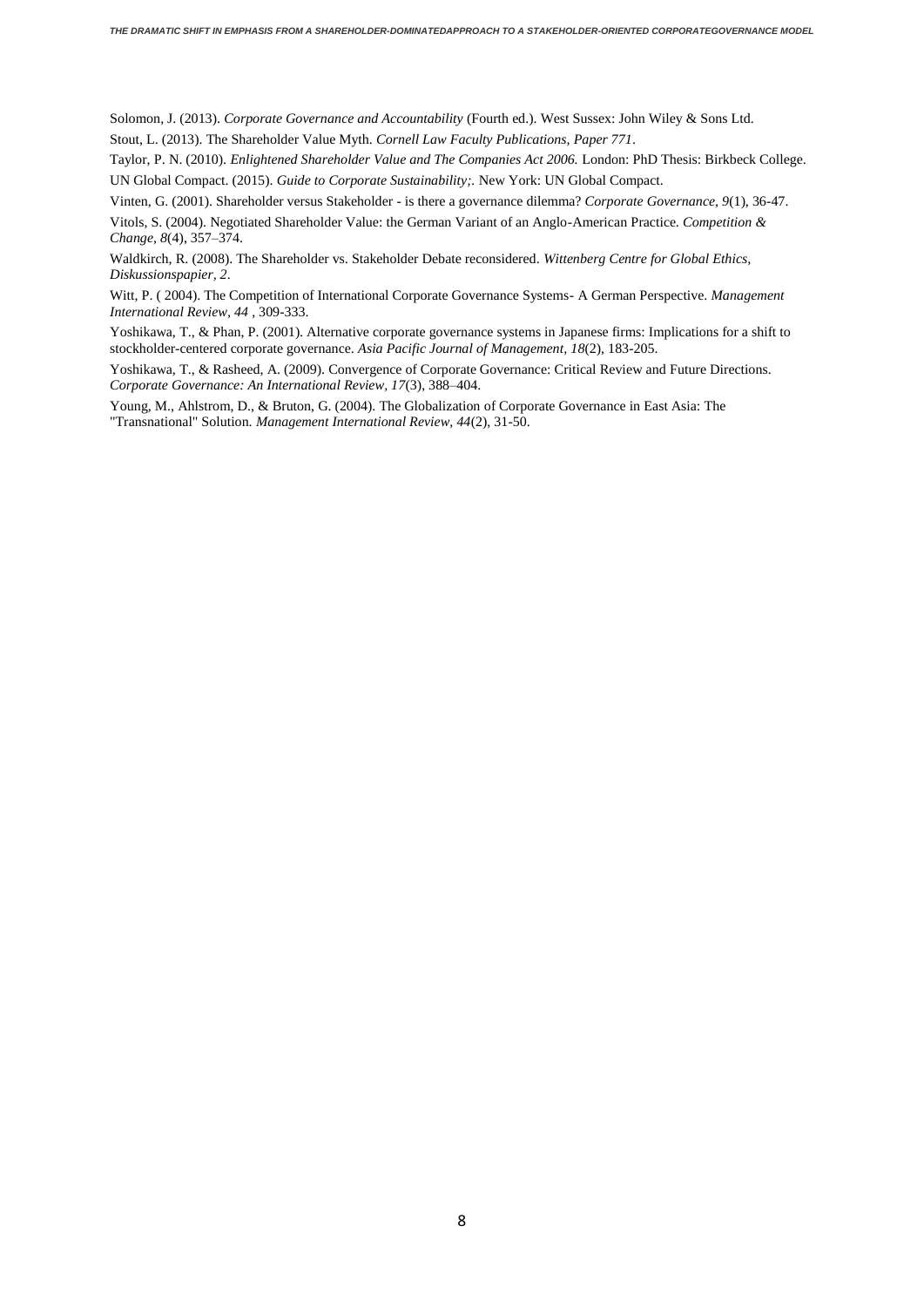Solomon, J. (2013). *Corporate Governance and Accountability* (Fourth ed.). West Sussex: John Wiley & Sons Ltd.

Stout, L. (2013). The Shareholder Value Myth. *Cornell Law Faculty Publications, Paper 771*.

Taylor, P. N. (2010). *Enlightened Shareholder Value and The Companies Act 2006.* London: PhD Thesis: Birkbeck College.

UN Global Compact. (2015). *Guide to Corporate Sustainability;.* New York: UN Global Compact.

Vinten, G. (2001). Shareholder versus Stakeholder - is there a governance dilemma? *Corporate Governance, 9*(1), 36-47.

Vitols, S. (2004). Negotiated Shareholder Value: the German Variant of an Anglo-American Practice. *Competition & Change, 8*(4), 357–374.

Waldkirch, R. (2008). The Shareholder vs. Stakeholder Debate reconsidered. *Wittenberg Centre for Global Ethics, Diskussionspapier, 2*.

Witt, P. ( 2004). The Competition of International Corporate Governance Systems- A German Perspective. *Management International Review, 44* , 309-333.

Yoshikawa, T., & Phan, P. (2001). Alternative corporate governance systems in Japanese firms: Implications for a shift to stockholder-centered corporate governance. *Asia Pacific Journal of Management, 18*(2), 183-205.

Yoshikawa, T., & Rasheed, A. (2009). Convergence of Corporate Governance: Critical Review and Future Directions. *Corporate Governance: An International Review, 17*(3), 388–404.

Young, M., Ahlstrom, D., & Bruton, G. (2004). The Globalization of Corporate Governance in East Asia: The "Transnational" Solution. *Management International Review, 44*(2), 31-50.